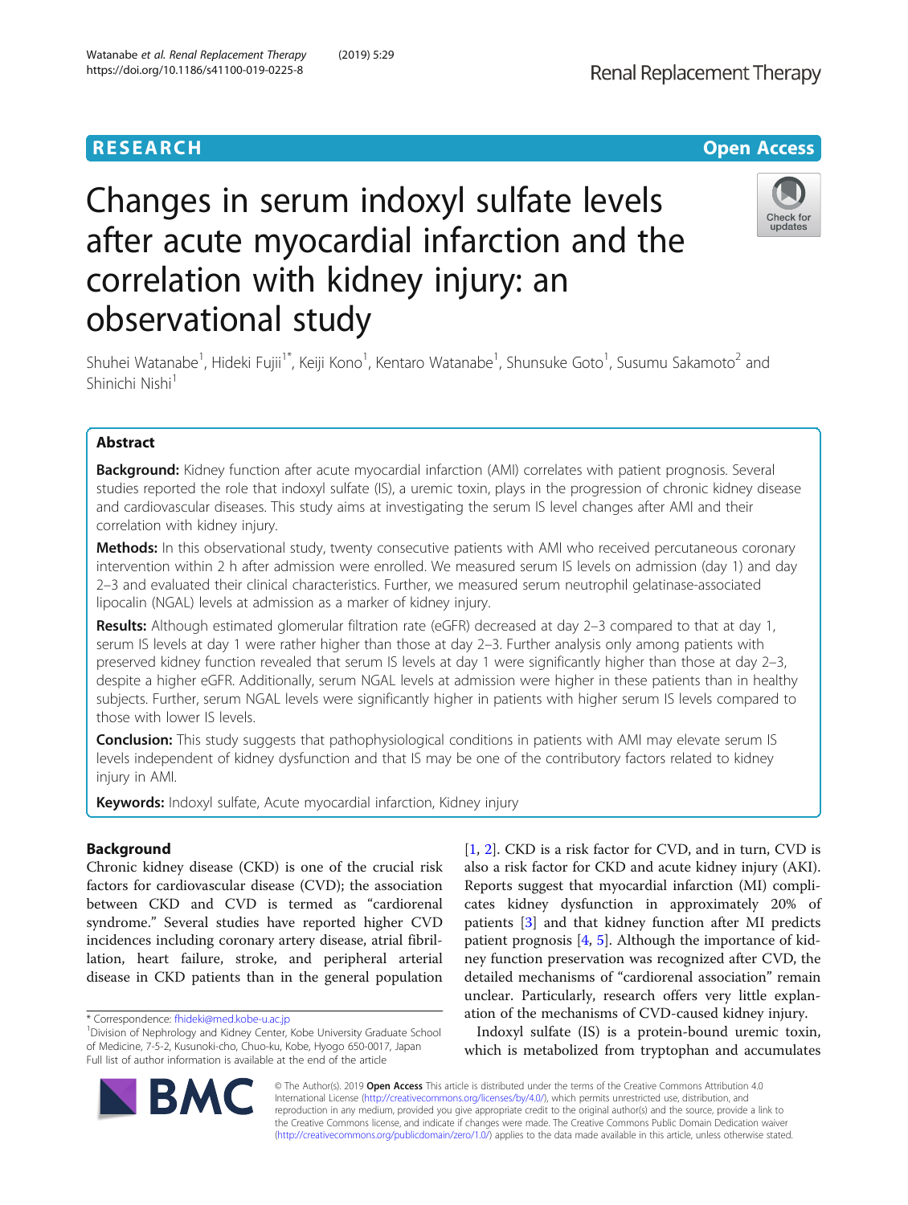RESEARCH

Open Access

# Changes in serum indoxyl sulfate levels after acute myocardial infarction and the correlation with kidney injury: an observational study

Shuhei Watanabe[1], Hideki Fujii[1*], Keiji Kono[1], Kentaro Watanabe[1], Shunsuke Goto[1], Susumu Sakamoto[2] and Shinichi Nishi[1]

## Abstract

**Background:** Kidney function after acute myocardial infarction (AMI) correlates with patient prognosis. Several studies reported the role that indoxyl sulfate (IS), a uremic toxin, plays in the progression of chronic kidney disease and cardiovascular diseases. This study aims at investigating the serum IS level changes after AMI and their correlation with kidney injury.

**Methods:** In this observational study, twenty consecutive patients with AMI who received percutaneous coronary intervention within 2 h after admission were enrolled. We measured serum IS levels on admission (day 1) and day 2–3 and evaluated their clinical characteristics. Further, we measured serum neutrophil gelatinase-associated lipocalin (NGAL) levels at admission as a marker of kidney injury.

**Results:** Although estimated glomerular filtration rate (eGFR) decreased at day 2–3 compared to that at day 1, serum IS levels at day 1 were rather higher than those at day 2–3. Further analysis only among patients with preserved kidney function revealed that serum IS levels at day 1 were significantly higher than those at day 2–3, despite a higher eGFR. Additionally, serum NGAL levels at admission were higher in these patients than in healthy subjects. Further, serum NGAL levels were significantly higher in patients with higher serum IS levels compared to those with lower IS levels.

**Conclusion:** This study suggests that pathophysiological conditions in patients with AMI may elevate serum IS levels independent of kidney dysfunction and that IS may be one of the contributory factors related to kidney injury in AMI.

**Keywords:** Indoxyl sulfate, Acute myocardial infarction, Kidney injury

## Background

Chronic kidney disease (CKD) is one of the crucial risk factors for cardiovascular disease (CVD); the association between CKD and CVD is termed as "cardiorenal syndrome." Several studies have reported higher CVD incidences including coronary artery disease, atrial fibrillation, heart failure, stroke, and peripheral arterial disease in CKD patients than in the general population [1, 2]. CKD is a risk factor for CVD, and in turn, CVD is also a risk factor for CKD and acute kidney injury (AKI). Reports suggest that myocardial infarction (MI) complicates kidney dysfunction in approximately 20% of patients [3] and that kidney function after MI predicts patient prognosis [4, 5]. Although the importance of kidney function preservation was recognized after CVD, the detailed mechanisms of "cardiorenal association" remain unclear. Particularly, research offers very little explanation of the mechanisms of CVD-caused kidney injury.

Indoxyl sulfate (IS) is a protein-bound uremic toxin, which is metabolized from tryptophan and accumulates

\* Correspondence: fhideki@med.kobe-u.ac.jp
[1]Division of Nephrology and Kidney Center, Kobe University Graduate School of Medicine, 7-5-2, Kusunoki-cho, Chuo-ku, Kobe, Hyogo 650-0017, Japan
Full list of author information is available at the end of the article

© The Author(s). 2019 **Open Access** This article is distributed under the terms of the Creative Commons Attribution 4.0 International License (http://creativecommons.org/licenses/by/4.0/), which permits unrestricted use, distribution, and reproduction in any medium, provided you give appropriate credit to the original author(s) and the source, provide a link to the Creative Commons license, and indicate if changes were made. The Creative Commons Public Domain Dedication waiver (http://creativecommons.org/publicdomain/zero/1.0/) applies to the data made available in this article, unless otherwise stated.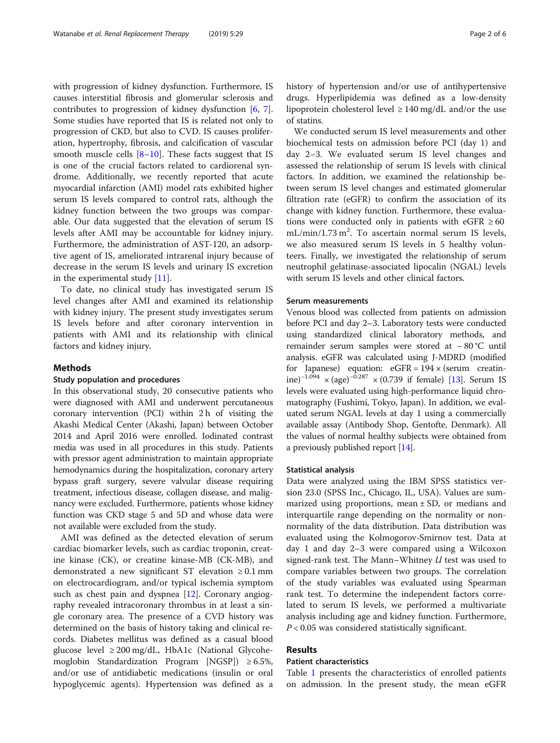with progression of kidney dysfunction. Furthermore, IS causes interstitial fibrosis and glomerular sclerosis and contributes to progression of kidney dysfunction [6, 7]. Some studies have reported that IS is related not only to progression of CKD, but also to CVD. IS causes proliferation, hypertrophy, fibrosis, and calcification of vascular smooth muscle cells [8–10]. These facts suggest that IS is one of the crucial factors related to cardiorenal syndrome. Additionally, we recently reported that acute myocardial infarction (AMI) model rats exhibited higher serum IS levels compared to control rats, although the kidney function between the two groups was comparable. Our data suggested that the elevation of serum IS levels after AMI may be accountable for kidney injury. Furthermore, the administration of AST-120, an adsorptive agent of IS, ameliorated intrarenal injury because of decrease in the serum IS levels and urinary IS excretion in the experimental study [11].

To date, no clinical study has investigated serum IS level changes after AMI and examined its relationship with kidney injury. The present study investigates serum IS levels before and after coronary intervention in patients with AMI and its relationship with clinical factors and kidney injury.

## Methods

### Study population and procedures

In this observational study, 20 consecutive patients who were diagnosed with AMI and underwent percutaneous coronary intervention (PCI) within 2 h of visiting the Akashi Medical Center (Akashi, Japan) between October 2014 and April 2016 were enrolled. Iodinated contrast media was used in all procedures in this study. Patients with pressor agent administration to maintain appropriate hemodynamics during the hospitalization, coronary artery bypass graft surgery, severe valvular disease requiring treatment, infectious disease, collagen disease, and malignancy were excluded. Furthermore, patients whose kidney function was CKD stage 5 and 5D and whose data were not available were excluded from the study.

AMI was defined as the detected elevation of serum cardiac biomarker levels, such as cardiac troponin, creatine kinase (CK), or creatine kinase-MB (CK-MB), and demonstrated a new significant ST elevation ≥ 0.1 mm on electrocardiogram, and/or typical ischemia symptom such as chest pain and dyspnea [12]. Coronary angiography revealed intracoronary thrombus in at least a single coronary area. The presence of a CVD history was determined on the basis of history taking and clinical records. Diabetes mellitus was defined as a casual blood glucose level ≥ 200 mg/dL, HbA1c (National Glycohemoglobin Standardization Program [NGSP]) ≥ 6.5%, and/or use of antidiabetic medications (insulin or oral hypoglycemic agents). Hypertension was defined as a history of hypertension and/or use of antihypertensive drugs. Hyperlipidemia was defined as a low-density lipoprotein cholesterol level ≥ 140 mg/dL and/or the use of statins.

We conducted serum IS level measurements and other biochemical tests on admission before PCI (day 1) and day 2–3. We evaluated serum IS level changes and assessed the relationship of serum IS levels with clinical factors. In addition, we examined the relationship between serum IS level changes and estimated glomerular filtration rate (eGFR) to confirm the association of its change with kidney function. Furthermore, these evaluations were conducted only in patients with eGFR ≥ 60 mL/min/1.73 m$^2$. To ascertain normal serum IS levels, we also measured serum IS levels in 5 healthy volunteers. Finally, we investigated the relationship of serum neutrophil gelatinase-associated lipocalin (NGAL) levels with serum IS levels and other clinical factors.

### Serum measurements

Venous blood was collected from patients on admission before PCI and day 2–3. Laboratory tests were conducted using standardized clinical laboratory methods, and remainder serum samples were stored at − 80 °C until analysis. eGFR was calculated using J-MDRD (modified for Japanese) equation: $\text{eGFR} = 194 \times (\text{serum creatinine})^{-1.094} \times (\text{age})^{-0.287} \times (0.739 \text{ if female})$ [13]. Serum IS levels were evaluated using high-performance liquid chromatography (Fushimi, Tokyo, Japan). In addition, we evaluated serum NGAL levels at day 1 using a commercially available assay (Antibody Shop, Gentofte, Denmark). All the values of normal healthy subjects were obtained from a previously published report [14].

### Statistical analysis

Data were analyzed using the IBM SPSS statistics version 23.0 (SPSS Inc., Chicago, IL, USA). Values are summarized using proportions, mean ± SD, or medians and interquartile range depending on the normality or non-normality of the data distribution. Data distribution was evaluated using the Kolmogorov-Smirnov test. Data at day 1 and day 2–3 were compared using a Wilcoxon signed-rank test. The Mann–Whitney *U* test was used to compare variables between two groups. The correlation of the study variables was evaluated using Spearman rank test. To determine the independent factors correlated to serum IS levels, we performed a multivariate analysis including age and kidney function. Furthermore, $P < 0.05$ was considered statistically significant.

## Results

### Patient characteristics

Table 1 presents the characteristics of enrolled patients on admission. In the present study, the mean eGFR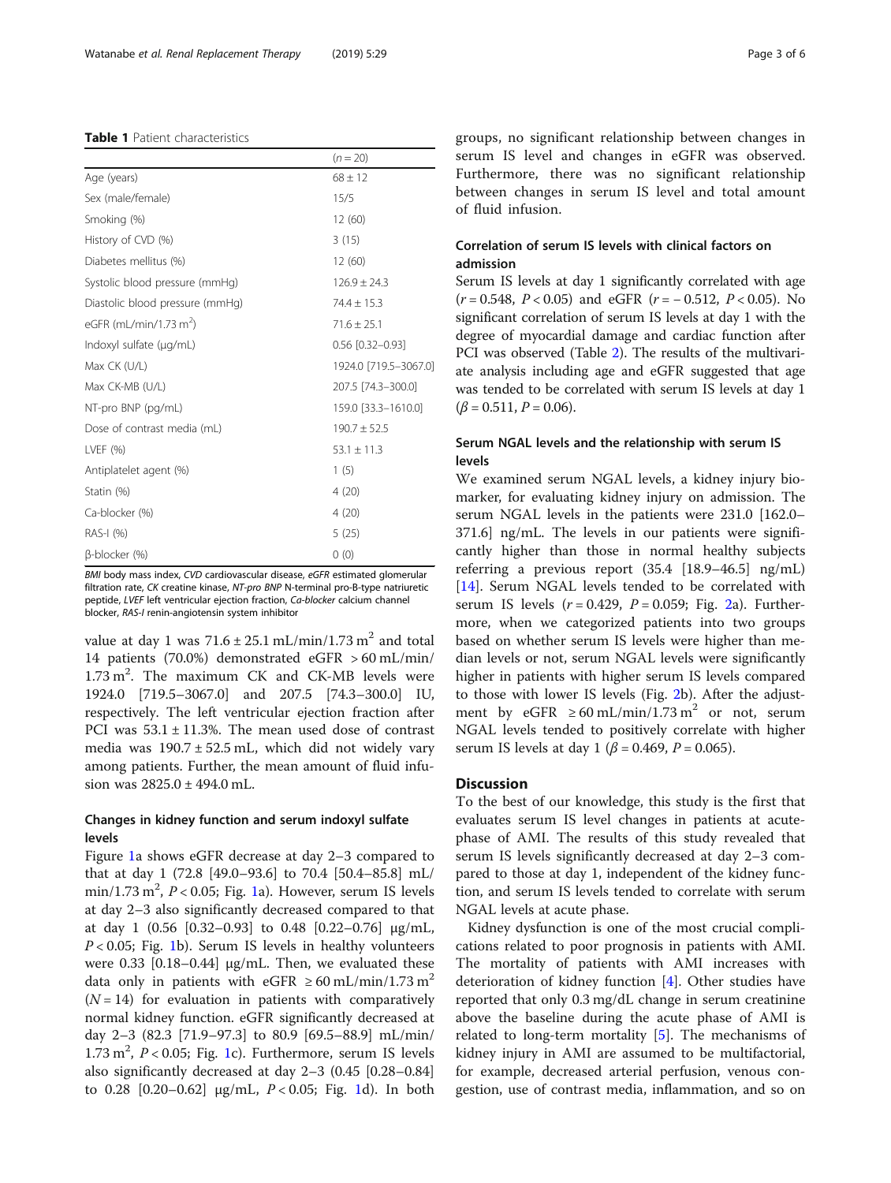**Table 1** Patient characteristics

| | (*n* = 20) |
|---|---|
| Age (years) | 68 ± 12 |
| Sex (male/female) | 15/5 |
| Smoking (%) | 12 (60) |
| History of CVD (%) | 3 (15) |
| Diabetes mellitus (%) | 12 (60) |
| Systolic blood pressure (mmHg) | 126.9 ± 24.3 |
| Diastolic blood pressure (mmHg) | 74.4 ± 15.3 |
| eGFR (mL/min/1.73 $m^2$) | 71.6 ± 25.1 |
| Indoxyl sulfate (μg/mL) | 0.56 [0.32–0.93] |
| Max CK (U/L) | 1924.0 [719.5–3067.0] |
| Max CK-MB (U/L) | 207.5 [74.3–300.0] |
| NT-pro BNP (pg/mL) | 159.0 [33.3–1610.0] |
| Dose of contrast media (mL) | 190.7 ± 52.5 |
| LVEF (%) | 53.1 ± 11.3 |
| Antiplatelet agent (%) | 1 (5) |
| Statin (%) | 4 (20) |
| Ca-blocker (%) | 4 (20) |
| RAS-I (%) | 5 (25) |
| β-blocker (%) | 0 (0) |

*BMI* body mass index, *CVD* cardiovascular disease, *eGFR* estimated glomerular filtration rate, *CK* creatine kinase, *NT-pro BNP* N-terminal pro-B-type natriuretic peptide, *LVEF* left ventricular ejection fraction, *Ca-blocker* calcium channel blocker, *RAS-I* renin-angiotensin system inhibitor

value at day 1 was 71.6 ± 25.1 mL/min/1.73 $m^2$ and total 14 patients (70.0%) demonstrated eGFR > 60 mL/min/1.73 $m^2$. The maximum CK and CK-MB levels were 1924.0 [719.5–3067.0] and 207.5 [74.3–300.0] IU, respectively. The left ventricular ejection fraction after PCI was 53.1 ± 11.3%. The mean used dose of contrast media was 190.7 ± 52.5 mL, which did not widely vary among patients. Further, the mean amount of fluid infusion was 2825.0 ± 494.0 mL.

## Changes in kidney function and serum indoxyl sulfate levels

Figure 1a shows eGFR decrease at day 2–3 compared to that at day 1 (72.8 [49.0–93.6] to 70.4 [50.4–85.8] mL/min/1.73 $m^2$, $P < 0.05$; Fig. 1a). However, serum IS levels at day 2–3 also significantly decreased compared to that at day 1 (0.56 [0.32–0.93] to 0.48 [0.22–0.76] μg/mL, $P < 0.05$; Fig. 1b). Serum IS levels in healthy volunteers were 0.33 [0.18–0.44] μg/mL. Then, we evaluated these data only in patients with eGFR ≥ 60 mL/min/1.73 $m^2$ ($N = 14$) for evaluation in patients with comparatively normal kidney function. eGFR significantly decreased at day 2–3 (82.3 [71.9–97.3] to 80.9 [69.5–88.9] mL/min/1.73 $m^2$, $P < 0.05$; Fig. 1c). Furthermore, serum IS levels also significantly decreased at day 2–3 (0.45 [0.28–0.84] to 0.28 [0.20–0.62] μg/mL, $P < 0.05$; Fig. 1d). In both groups, no significant relationship between changes in serum IS level and changes in eGFR was observed. Furthermore, there was no significant relationship between changes in serum IS level and total amount of fluid infusion.

## Correlation of serum IS levels with clinical factors on admission

Serum IS levels at day 1 significantly correlated with age ($r = 0.548$, $P < 0.05$) and eGFR ($r = -0.512$, $P < 0.05$). No significant correlation of serum IS levels at day 1 with the degree of myocardial damage and cardiac function after PCI was observed (Table 2). The results of the multivariate analysis including age and eGFR suggested that age was tended to be correlated with serum IS levels at day 1 ($\beta = 0.511$, $P = 0.06$).

## Serum NGAL levels and the relationship with serum IS levels

We examined serum NGAL levels, a kidney injury biomarker, for evaluating kidney injury on admission. The serum NGAL levels in the patients were 231.0 [162.0–371.6] ng/mL. The levels in our patients were significantly higher than those in normal healthy subjects referring a previous report (35.4 [18.9–46.5] ng/mL) [14]. Serum NGAL levels tended to be correlated with serum IS levels ($r = 0.429$, $P = 0.059$; Fig. 2a). Furthermore, when we categorized patients into two groups based on whether serum IS levels were higher than median levels or not, serum NGAL levels were significantly higher in patients with higher serum IS levels compared to those with lower IS levels (Fig. 2b). After the adjustment by eGFR ≥ 60 mL/min/1.73 $m^2$ or not, serum NGAL levels tended to positively correlate with higher serum IS levels at day 1 ($\beta = 0.469$, $P = 0.065$).

# Discussion

To the best of our knowledge, this study is the first that evaluates serum IS level changes in patients at acute-phase of AMI. The results of this study revealed that serum IS levels significantly decreased at day 2–3 compared to those at day 1, independent of the kidney function, and serum IS levels tended to correlate with serum NGAL levels at acute phase.

Kidney dysfunction is one of the most crucial complications related to poor prognosis in patients with AMI. The mortality of patients with AMI increases with deterioration of kidney function [4]. Other studies have reported that only 0.3 mg/dL change in serum creatinine above the baseline during the acute phase of AMI is related to long-term mortality [5]. The mechanisms of kidney injury in AMI are assumed to be multifactorial, for example, decreased arterial perfusion, venous congestion, use of contrast media, inflammation, and so on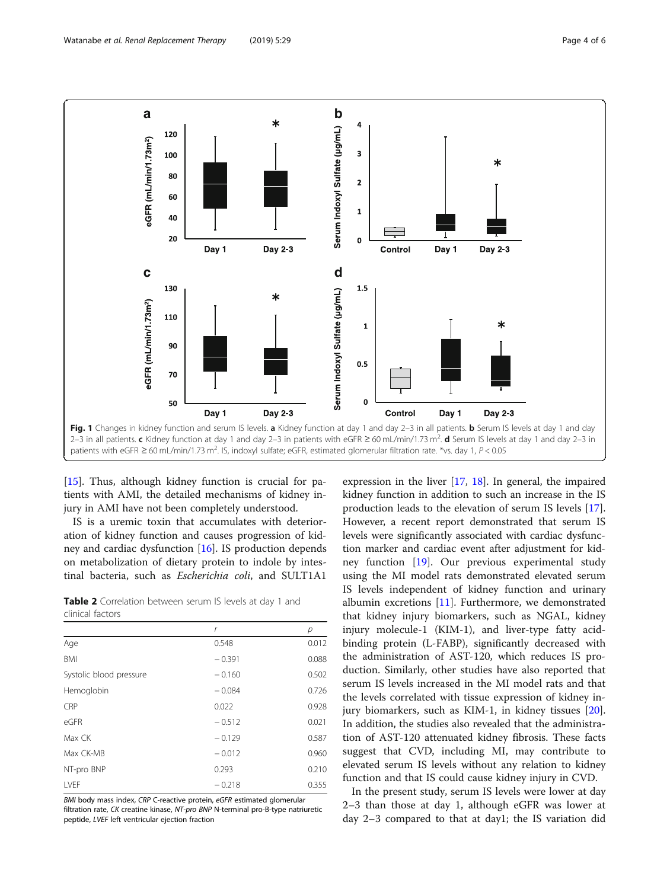Fig. 1 Changes in kidney function and serum IS levels. **a** Kidney function at day 1 and day 2–3 in all patients. **b** Serum IS levels at day 1 and day 2–3 in all patients. **c** Kidney function at day 1 and day 2–3 in patients with eGFR ≥ 60 mL/min/1.73 $m^2$. **d** Serum IS levels at day 1 and day 2–3 in patients with eGFR ≥ 60 mL/min/1.73 $m^2$. IS, indoxyl sulfate; eGFR, estimated glomerular filtration rate. *vs. day 1, $P < 0.05$

[15]. Thus, although kidney function is crucial for patients with AMI, the detailed mechanisms of kidney injury in AMI have not been completely understood.

IS is a uremic toxin that accumulates with deterioration of kidney function and causes progression of kidney and cardiac dysfunction [16]. IS production depends on metabolization of dietary protein to indole by intestinal bacteria, such as *Escherichia coli*, and SULT1A1 expression in the liver [17, 18]. In general, the impaired kidney function in addition to such an increase in the IS production leads to the elevation of serum IS levels [17]. However, a recent report demonstrated that serum IS levels were significantly associated with cardiac dysfunction marker and cardiac event after adjustment for kidney function [19]. Our previous experimental study using the MI model rats demonstrated elevated serum IS levels independent of kidney function and urinary albumin excretions [11]. Furthermore, we demonstrated that kidney injury biomarkers, such as NGAL, kidney injury molecule-1 (KIM-1), and liver-type fatty acid-binding protein (L-FABP), significantly decreased with the administration of AST-120, which reduces IS production. Similarly, other studies have also reported that serum IS levels increased in the MI model rats and that the levels correlated with tissue expression of kidney injury biomarkers, such as KIM-1, in kidney tissues [20]. In addition, the studies also revealed that the administration of AST-120 attenuated kidney fibrosis. These facts suggest that CVD, including MI, may contribute to elevated serum IS levels without any relation to kidney function and that IS could cause kidney injury in CVD.

**Table 2** Correlation between serum IS levels at day 1 and clinical factors

| | *r* | *p* |
|---|---|---|
| Age | 0.548 | 0.012 |
| BMI | − 0.391 | 0.088 |
| Systolic blood pressure | − 0.160 | 0.502 |
| Hemoglobin | − 0.084 | 0.726 |
| CRP | 0.022 | 0.928 |
| eGFR | − 0.512 | 0.021 |
| Max CK | − 0.129 | 0.587 |
| Max CK-MB | − 0.012 | 0.960 |
| NT-pro BNP | 0.293 | 0.210 |
| LVEF | − 0.218 | 0.355 |

*BMI* body mass index, *CRP* C-reactive protein, *eGFR* estimated glomerular filtration rate, *CK* creatine kinase, *NT-pro BNP* N-terminal pro-B-type natriuretic peptide, *LVEF* left ventricular ejection fraction

In the present study, serum IS levels were lower at day 2–3 than those at day 1, although eGFR was lower at day 2–3 compared to that at day1; the IS variation did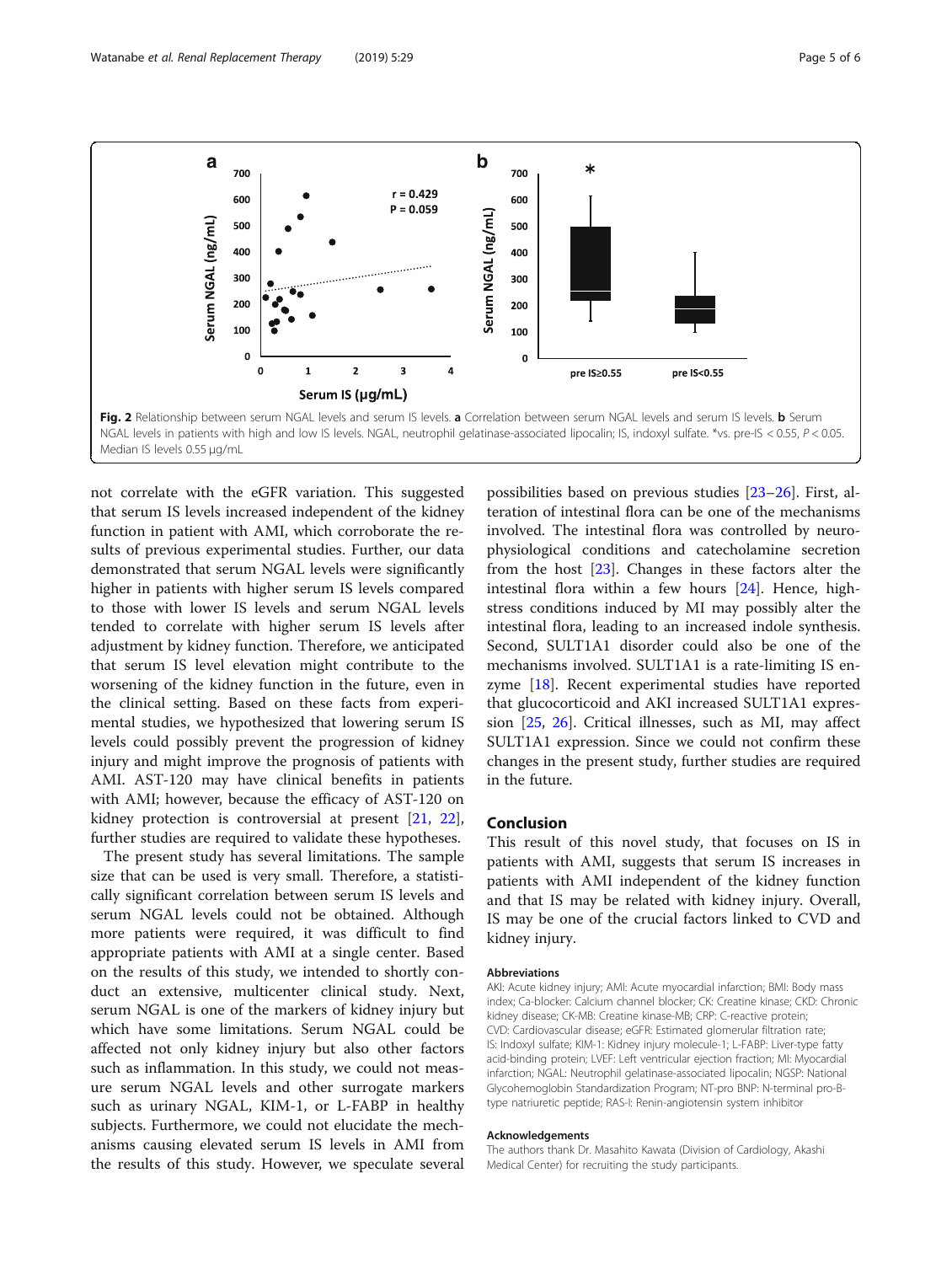Fig. 2 Relationship between serum NGAL levels and serum IS levels. **a** Correlation between serum NGAL levels and serum IS levels. **b** Serum NGAL levels in patients with high and low IS levels. NGAL, neutrophil gelatinase-associated lipocalin; IS, indoxyl sulfate. *vs. pre-IS < 0.55, $P < 0.05$. Median IS levels 0.55 μg/mL

not correlate with the eGFR variation. This suggested that serum IS levels increased independent of the kidney function in patient with AMI, which corroborate the results of previous experimental studies. Further, our data demonstrated that serum NGAL levels were significantly higher in patients with higher serum IS levels compared to those with lower IS levels and serum NGAL levels tended to correlate with higher serum IS levels after adjustment by kidney function. Therefore, we anticipated that serum IS level elevation might contribute to the worsening of the kidney function in the future, even in the clinical setting. Based on these facts from experimental studies, we hypothesized that lowering serum IS levels could possibly prevent the progression of kidney injury and might improve the prognosis of patients with AMI. AST-120 may have clinical benefits in patients with AMI; however, because the efficacy of AST-120 on kidney protection is controversial at present [21, 22], further studies are required to validate these hypotheses.

The present study has several limitations. The sample size that can be used is very small. Therefore, a statistically significant correlation between serum IS levels and serum NGAL levels could not be obtained. Although more patients were required, it was difficult to find appropriate patients with AMI at a single center. Based on the results of this study, we intended to shortly conduct an extensive, multicenter clinical study. Next, serum NGAL is one of the markers of kidney injury but which have some limitations. Serum NGAL could be affected not only kidney injury but also other factors such as inflammation. In this study, we could not measure serum NGAL levels and other surrogate markers such as urinary NGAL, KIM-1, or L-FABP in healthy subjects. Furthermore, we could not elucidate the mechanisms causing elevated serum IS levels in AMI from the results of this study. However, we speculate several possibilities based on previous studies [23–26]. First, alteration of intestinal flora can be one of the mechanisms involved. The intestinal flora was controlled by neurophysiological conditions and catecholamine secretion from the host [23]. Changes in these factors alter the intestinal flora within a few hours [24]. Hence, high-stress conditions induced by MI may possibly alter the intestinal flora, leading to an increased indole synthesis. Second, SULT1A1 disorder could also be one of the mechanisms involved. SULT1A1 is a rate-limiting IS enzyme [18]. Recent experimental studies have reported that glucocorticoid and AKI increased SULT1A1 expression [25, 26]. Critical illnesses, such as MI, may affect SULT1A1 expression. Since we could not confirm these changes in the present study, further studies are required in the future.

## Conclusion

This result of this novel study, that focuses on IS in patients with AMI, suggests that serum IS increases in patients with AMI independent of the kidney function and that IS may be related with kidney injury. Overall, IS may be one of the crucial factors linked to CVD and kidney injury.

#### Abbreviations

AKI: Acute kidney injury; AMI: Acute myocardial infarction; BMI: Body mass index; Ca-blocker: Calcium channel blocker; CK: Creatine kinase; CKD: Chronic kidney disease; CK-MB: Creatine kinase-MB; CRP: C-reactive protein; CVD: Cardiovascular disease; eGFR: Estimated glomerular filtration rate; IS: Indoxyl sulfate; KIM-1: Kidney injury molecule-1; L-FABP: Liver-type fatty acid-binding protein; LVEF: Left ventricular ejection fraction; MI: Myocardial infarction; NGAL: Neutrophil gelatinase-associated lipocalin; NGSP: National Glycohemoglobin Standardization Program; NT-pro BNP: N-terminal pro-B-type natriuretic peptide; RAS-I: Renin-angiotensin system inhibitor

#### Acknowledgements

The authors thank Dr. Masahito Kawata (Division of Cardiology, Akashi Medical Center) for recruiting the study participants.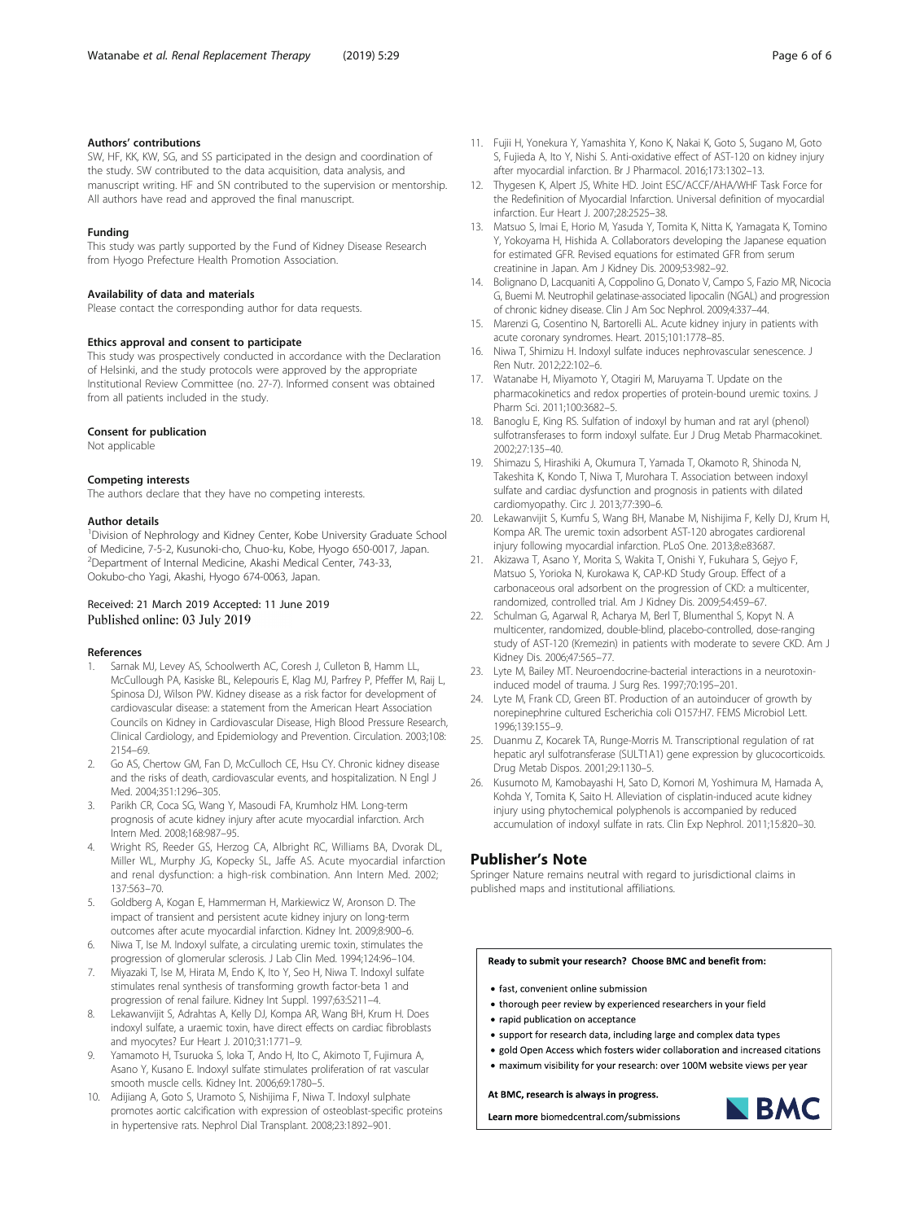### Authors' contributions

SW, HF, KK, KW, SG, and SS participated in the design and coordination of the study. SW contributed to the data acquisition, data analysis, and manuscript writing. HF and SN contributed to the supervision or mentorship. All authors have read and approved the final manuscript.

### Funding

This study was partly supported by the Fund of Kidney Disease Research from Hyogo Prefecture Health Promotion Association.

### Availability of data and materials

Please contact the corresponding author for data requests.

### Ethics approval and consent to participate

This study was prospectively conducted in accordance with the Declaration of Helsinki, and the study protocols were approved by the appropriate Institutional Review Committee (no. 27-7). Informed consent was obtained from all patients included in the study.

### Consent for publication

Not applicable

### Competing interests

The authors declare that they have no competing interests.

### Author details

[1]Division of Nephrology and Kidney Center, Kobe University Graduate School of Medicine, 7-5-2, Kusunoki-cho, Chuo-ku, Kobe, Hyogo 650-0017, Japan. [2]Department of Internal Medicine, Akashi Medical Center, 743-33, Ookubo-cho Yagi, Akashi, Hyogo 674-0063, Japan.

Received: 21 March 2019 Accepted: 11 June 2019
Published online: 03 July 2019

### References

1. Sarnak MJ, Levey AS, Schoolwerth AC, Coresh J, Culleton B, Hamm LL, McCullough PA, Kasiske BL, Kelepouris E, Klag MJ, Parfrey P, Pfeffer M, Raij L, Spinosa DJ, Wilson PW. Kidney disease as a risk factor for development of cardiovascular disease: a statement from the American Heart Association Councils on Kidney in Cardiovascular Disease, High Blood Pressure Research, Clinical Cardiology, and Epidemiology and Prevention. Circulation. 2003;108:2154–69.
2. Go AS, Chertow GM, Fan D, McCulloch CE, Hsu CY. Chronic kidney disease and the risks of death, cardiovascular events, and hospitalization. N Engl J Med. 2004;351:1296–305.
3. Parikh CR, Coca SG, Wang Y, Masoudi FA, Krumholz HM. Long-term prognosis of acute kidney injury after acute myocardial infarction. Arch Intern Med. 2008;168:987–95.
4. Wright RS, Reeder GS, Herzog CA, Albright RC, Williams BA, Dvorak DL, Miller WL, Murphy JG, Kopecky SL, Jaffe AS. Acute myocardial infarction and renal dysfunction: a high-risk combination. Ann Intern Med. 2002;137:563–70.
5. Goldberg A, Kogan E, Hammerman H, Markiewicz W, Aronson D. The impact of transient and persistent acute kidney injury on long-term outcomes after acute myocardial infarction. Kidney Int. 2009;8:900–6.
6. Niwa T, Ise M. Indoxyl sulfate, a circulating uremic toxin, stimulates the progression of glomerular sclerosis. J Lab Clin Med. 1994;124:96–104.
7. Miyazaki T, Ise M, Hirata M, Endo K, Ito Y, Seo H, Niwa T. Indoxyl sulfate stimulates renal synthesis of transforming growth factor-beta 1 and progression of renal failure. Kidney Int Suppl. 1997;63:S211–4.
8. Lekawanvijit S, Adrahtas A, Kelly DJ, Kompa AR, Wang BH, Krum H. Does indoxyl sulfate, a uraemic toxin, have direct effects on cardiac fibroblasts and myocytes? Eur Heart J. 2010;31:1771–9.
9. Yamamoto H, Tsuruoka S, Ioka T, Ando H, Ito C, Akimoto T, Fujimura A, Asano Y, Kusano E. Indoxyl sulfate stimulates proliferation of rat vascular smooth muscle cells. Kidney Int. 2006;69:1780–5.
10. Adijiang A, Goto S, Uramoto S, Nishijima F, Niwa T. Indoxyl sulphate promotes aortic calcification with expression of osteoblast-specific proteins in hypertensive rats. Nephrol Dial Transplant. 2008;23:1892–901.
11. Fujii H, Yonekura Y, Yamashita Y, Kono K, Nakai K, Goto S, Sugano M, Goto S, Fujieda A, Ito Y, Nishi S. Anti-oxidative effect of AST-120 on kidney injury after myocardial infarction. Br J Pharmacol. 2016;173:1302–13.
12. Thygesen K, Alpert JS, White HD. Joint ESC/ACCF/AHA/WHF Task Force for the Redefinition of Myocardial Infarction. Universal definition of myocardial infarction. Eur Heart J. 2007;28:2525–38.
13. Matsuo S, Imai E, Horio M, Yasuda Y, Tomita K, Nitta K, Yamagata K, Tomino Y, Yokoyama H, Hishida A. Collaborators developing the Japanese equation for estimated GFR. Revised equations for estimated GFR from serum creatinine in Japan. Am J Kidney Dis. 2009;53:982–92.
14. Bolignano D, Lacquaniti A, Coppolino G, Donato V, Campo S, Fazio MR, Nicocia G, Buemi M. Neutrophil gelatinase-associated lipocalin (NGAL) and progression of chronic kidney disease. Clin J Am Soc Nephrol. 2009;4:337–44.
15. Marenzi G, Cosentino N, Bartorelli AL. Acute kidney injury in patients with acute coronary syndromes. Heart. 2015;101:1778–85.
16. Niwa T, Shimizu H. Indoxyl sulfate induces nephrovascular senescence. J Ren Nutr. 2012;22:102–6.
17. Watanabe H, Miyamoto Y, Otagiri M, Maruyama T. Update on the pharmacokinetics and redox properties of protein-bound uremic toxins. J Pharm Sci. 2011;100:3682–5.
18. Banoglu E, King RS. Sulfation of indoxyl by human and rat aryl (phenol) sulfotransferases to form indoxyl sulfate. Eur J Drug Metab Pharmacokinet. 2002;27:135–40.
19. Shimazu S, Hirashiki A, Okumura T, Yamada T, Okamoto R, Shinoda N, Takeshita K, Kondo T, Niwa T, Murohara T. Association between indoxyl sulfate and cardiac dysfunction and prognosis in patients with dilated cardiomyopathy. Circ J. 2013;77:390–6.
20. Lekawanvijit S, Kumfu S, Wang BH, Manabe M, Nishijima F, Kelly DJ, Krum H, Kompa AR. The uremic toxin adsorbent AST-120 abrogates cardiorenal injury following myocardial infarction. PLoS One. 2013;8:e83687.
21. Akizawa T, Asano Y, Morita S, Wakita T, Onishi Y, Fukuhara S, Gejyo F, Matsuo S, Yorioka N, Kurokawa K, CAP-KD Study Group. Effect of a carbonaceous oral adsorbent on the progression of CKD: a multicenter, randomized, controlled trial. Am J Kidney Dis. 2009;54:459–67.
22. Schulman G, Agarwal R, Acharya M, Berl T, Blumenthal S, Kopyt N. A multicenter, randomized, double-blind, placebo-controlled, dose-ranging study of AST-120 (Kremezin) in patients with moderate to severe CKD. Am J Kidney Dis. 2006;47:565–77.
23. Lyte M, Bailey MT. Neuroendocrine-bacterial interactions in a neurotoxin-induced model of trauma. J Surg Res. 1997;70:195–201.
24. Lyte M, Frank CD, Green BT. Production of an autoinducer of growth by norepinephrine cultured Escherichia coli O157:H7. FEMS Microbiol Lett. 1996;139:155–9.
25. Duanmu Z, Kocarek TA, Runge-Morris M. Transcriptional regulation of rat hepatic aryl sulfotransferase (SULT1A1) gene expression by glucocorticoids. Drug Metab Dispos. 2001;29:1130–5.
26. Kusumoto M, Kamobayashi H, Sato D, Komori M, Yoshimura M, Hamada A, Kohda Y, Tomita K, Saito H. Alleviation of cisplatin-induced acute kidney injury using phytochemical polyphenols is accompanied by reduced accumulation of indoxyl sulfate in rats. Clin Exp Nephrol. 2011;15:820–30.

## Publisher's Note

Springer Nature remains neutral with regard to jurisdictional claims in published maps and institutional affiliations.

**Ready to submit your research? Choose BMC and benefit from:**

- fast, convenient online submission
- thorough peer review by experienced researchers in your field
- rapid publication on acceptance
- support for research data, including large and complex data types
- gold Open Access which fosters wider collaboration and increased citations
- maximum visibility for your research: over 100M website views per year

**At BMC, research is always in progress.**

**Learn more** biomedcentral.com/submissions